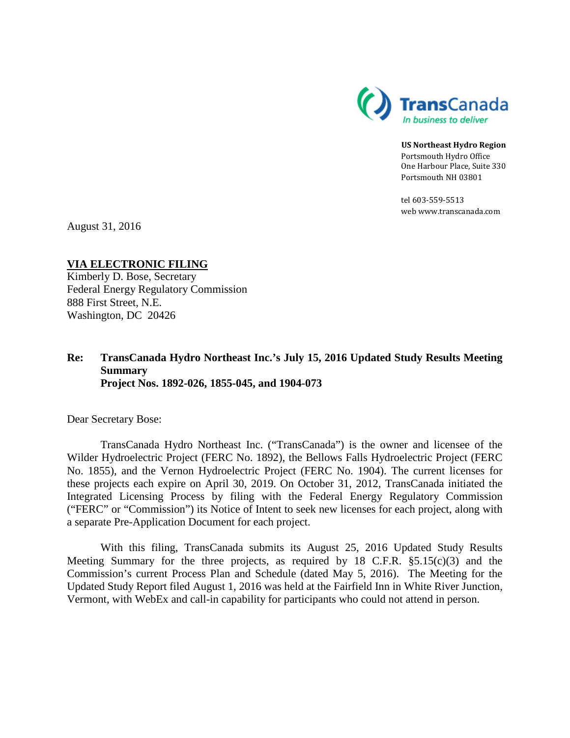TransCanada
*In business to deliver*

**US Northeast Hydro Region**
Portsmouth Hydro Office
One Harbour Place, Suite 330
Portsmouth NH 03801

tel 603-559-5513
web www.transcanada.com

August 31, 2016

**VIA ELECTRONIC FILING**
Kimberly D. Bose, Secretary
Federal Energy Regulatory Commission
888 First Street, N.E.
Washington, DC 20426

**Re: TransCanada Hydro Northeast Inc.'s July 15, 2016 Updated Study Results Meeting Summary**
**Project Nos. 1892-026, 1855-045, and 1904-073**

Dear Secretary Bose:

TransCanada Hydro Northeast Inc. ("TransCanada") is the owner and licensee of the Wilder Hydroelectric Project (FERC No. 1892), the Bellows Falls Hydroelectric Project (FERC No. 1855), and the Vernon Hydroelectric Project (FERC No. 1904). The current licenses for these projects each expire on April 30, 2019. On October 31, 2012, TransCanada initiated the Integrated Licensing Process by filing with the Federal Energy Regulatory Commission ("FERC" or "Commission") its Notice of Intent to seek new licenses for each project, along with a separate Pre-Application Document for each project.

With this filing, TransCanada submits its August 25, 2016 Updated Study Results Meeting Summary for the three projects, as required by 18 C.F.R. §5.15(c)(3) and the Commission's current Process Plan and Schedule (dated May 5, 2016). The Meeting for the Updated Study Report filed August 1, 2016 was held at the Fairfield Inn in White River Junction, Vermont, with WebEx and call-in capability for participants who could not attend in person.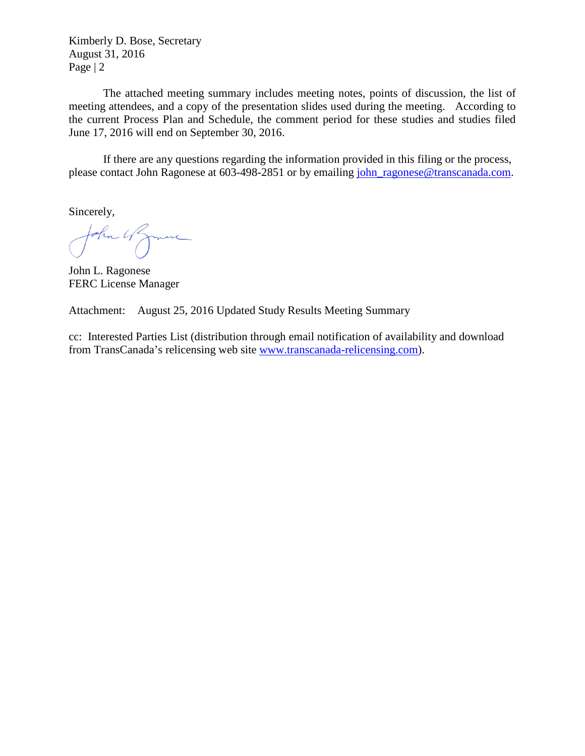The attached meeting summary includes meeting notes, points of discussion, the list of meeting attendees, and a copy of the presentation slides used during the meeting. According to the current Process Plan and Schedule, the comment period for these studies and studies filed June 17, 2016 will end on September 30, 2016.

If there are any questions regarding the information provided in this filing or the process, please contact John Ragonese at 603-498-2851 or by emailing john_ragonese@transcanada.com.

Sincerely,

John L. Ragonese
FERC License Manager

Attachment: August 25, 2016 Updated Study Results Meeting Summary

cc: Interested Parties List (distribution through email notification of availability and download from TransCanada's relicensing web site www.transcanada-relicensing.com).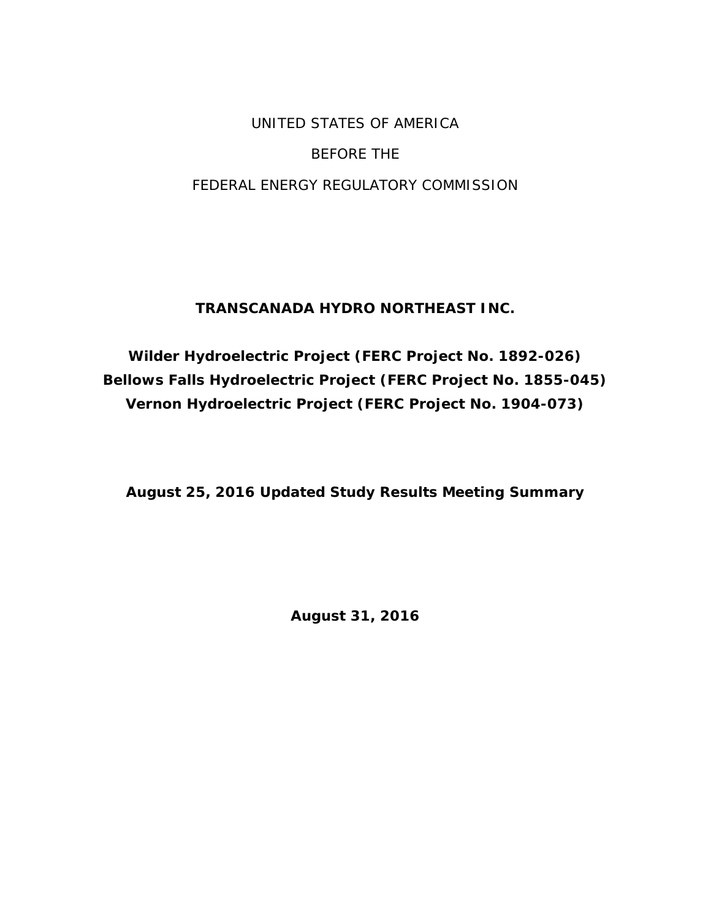UNITED STATES OF AMERICA

BEFORE THE

FEDERAL ENERGY REGULATORY COMMISSION

**TRANSCANADA HYDRO NORTHEAST INC.**

**Wilder Hydroelectric Project (FERC Project No. 1892-026)**
**Bellows Falls Hydroelectric Project (FERC Project No. 1855-045)**
**Vernon Hydroelectric Project (FERC Project No. 1904-073)**

**August 25, 2016 Updated Study Results Meeting Summary**

**August 31, 2016**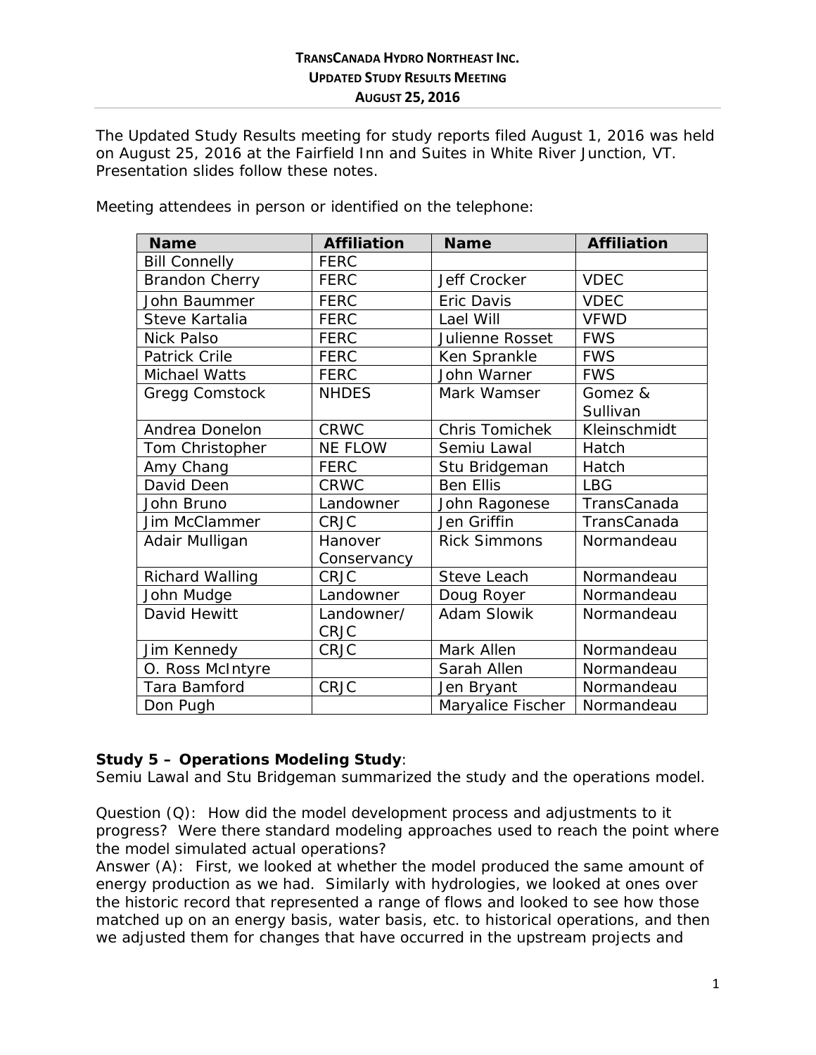**TRANSCANADA HYDRO NORTHEAST INC.**
**UPDATED STUDY RESULTS MEETING**
**AUGUST 25, 2016**

The Updated Study Results meeting for study reports filed August 1, 2016 was held on August 25, 2016 at the Fairfield Inn and Suites in White River Junction, VT. Presentation slides follow these notes.

Meeting attendees in person or identified on the telephone:

| Name | Affiliation | Name | Affiliation |
|---|---|---|---|
| Bill Connelly | FERC | | |
| Brandon Cherry | FERC | Jeff Crocker | VDEC |
| John Baummer | FERC | Eric Davis | VDEC |
| Steve Kartalia | FERC | Lael Will | VFWD |
| Nick Palso | FERC | Julienne Rosset | FWS |
| Patrick Crile | FERC | Ken Sprankle | FWS |
| Michael Watts | FERC | John Warner | FWS |
| Gregg Comstock | NHDES | Mark Wamser | Gomez & Sullivan |
| Andrea Donelon | CRWC | Chris Tomichek | Kleinschmidt |
| Tom Christopher | NE FLOW | Semiu Lawal | Hatch |
| Amy Chang | FERC | Stu Bridgeman | Hatch |
| David Deen | CRWC | Ben Ellis | LBG |
| John Bruno | Landowner | John Ragonese | TransCanada |
| Jim McClammer | CRJC | Jen Griffin | TransCanada |
| Adair Mulligan | Hanover Conservancy | Rick Simmons | Normandeau |
| Richard Walling | CRJC | Steve Leach | Normandeau |
| John Mudge | Landowner | Doug Royer | Normandeau |
| David Hewitt | Landowner/ CRJC | Adam Slowik | Normandeau |
| Jim Kennedy | CRJC | Mark Allen | Normandeau |
| O. Ross McIntyre | | Sarah Allen | Normandeau |
| Tara Bamford | CRJC | Jen Bryant | Normandeau |
| Don Pugh | | Maryalice Fischer | Normandeau |

**Study 5 – Operations Modeling Study**:
Semiu Lawal and Stu Bridgeman summarized the study and the operations model.

Question (Q): How did the model development process and adjustments to it progress? Were there standard modeling approaches used to reach the point where the model simulated actual operations?
Answer (A): First, we looked at whether the model produced the same amount of energy production as we had. Similarly with hydrologies, we looked at ones over the historic record that represented a range of flows and looked to see how those matched up on an energy basis, water basis, etc. to historical operations, and then we adjusted them for changes that have occurred in the upstream projects and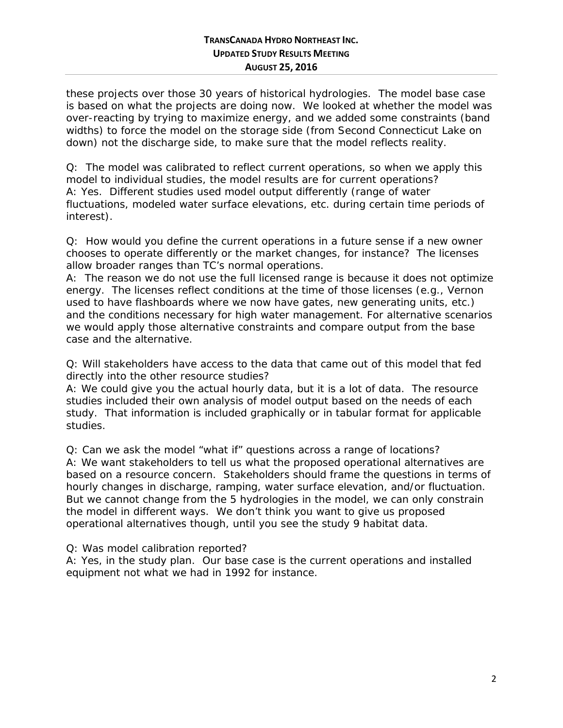these projects over those 30 years of historical hydrologies. The model base case is based on what the projects are doing now. We looked at whether the model was over-reacting by trying to maximize energy, and we added some constraints (band widths) to force the model on the storage side (from Second Connecticut Lake on down) not the discharge side, to make sure that the model reflects reality.

Q: The model was calibrated to reflect current operations, so when we apply this model to individual studies, the model results are for current operations?
A: Yes. Different studies used model output differently (range of water fluctuations, modeled water surface elevations, etc. during certain time periods of interest).

Q: How would you define the current operations in a future sense if a new owner chooses to operate differently or the market changes, for instance? The licenses allow broader ranges than TC's normal operations.
A: The reason we do not use the full licensed range is because it does not optimize energy. The licenses reflect conditions at the time of those licenses (e.g., Vernon used to have flashboards where we now have gates, new generating units, etc.) and the conditions necessary for high water management. For alternative scenarios we would apply those alternative constraints and compare output from the base case and the alternative.

Q: Will stakeholders have access to the data that came out of this model that fed directly into the other resource studies?
A: We could give you the actual hourly data, but it is a lot of data. The resource studies included their own analysis of model output based on the needs of each study. That information is included graphically or in tabular format for applicable studies.

Q: Can we ask the model "what if" questions across a range of locations?
A: We want stakeholders to tell us what the proposed operational alternatives are based on a resource concern. Stakeholders should frame the questions in terms of hourly changes in discharge, ramping, water surface elevation, and/or fluctuation. But we cannot change from the 5 hydrologies in the model, we can only constrain the model in different ways. We don't think you want to give us proposed operational alternatives though, until you see the study 9 habitat data.

Q: Was model calibration reported?
A: Yes, in the study plan. Our base case is the current operations and installed equipment not what we had in 1992 for instance.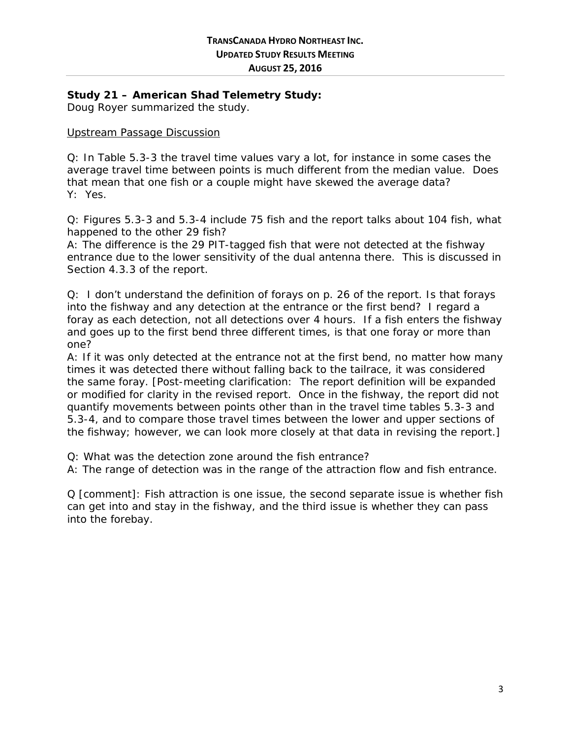**Study 21 – American Shad Telemetry Study:**
Doug Royer summarized the study.

Upstream Passage Discussion

Q: In Table 5.3-3 the travel time values vary a lot, for instance in some cases the average travel time between points is much different from the median value. Does that mean that one fish or a couple might have skewed the average data?
Y: Yes.

Q: Figures 5.3-3 and 5.3-4 include 75 fish and the report talks about 104 fish, what happened to the other 29 fish?
A: The difference is the 29 PIT-tagged fish that were not detected at the fishway entrance due to the lower sensitivity of the dual antenna there. This is discussed in Section 4.3.3 of the report.

Q: I don't understand the definition of forays on p. 26 of the report. Is that forays into the fishway and any detection at the entrance or the first bend? I regard a foray as each detection, not all detections over 4 hours. If a fish enters the fishway and goes up to the first bend three different times, is that one foray or more than one?
A: If it was only detected at the entrance not at the first bend, no matter how many times it was detected there without falling back to the tailrace, it was considered the same foray. [Post-meeting clarification: The report definition will be expanded or modified for clarity in the revised report. Once in the fishway, the report did not quantify movements between points other than in the travel time tables 5.3-3 and 5.3-4, and to compare those travel times between the lower and upper sections of the fishway; however, we can look more closely at that data in revising the report.]

Q: What was the detection zone around the fish entrance?
A: The range of detection was in the range of the attraction flow and fish entrance.

Q [comment]: Fish attraction is one issue, the second separate issue is whether fish can get into and stay in the fishway, and the third issue is whether they can pass into the forebay.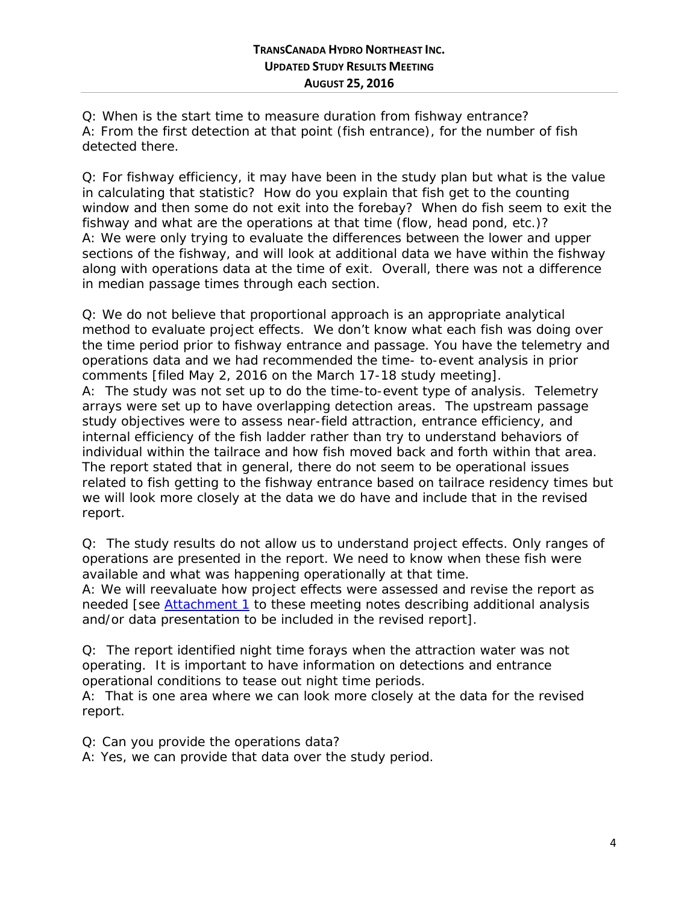Q: When is the start time to measure duration from fishway entrance?
A: From the first detection at that point (fish entrance), for the number of fish detected there.

Q: For fishway efficiency, it may have been in the study plan but what is the value in calculating that statistic? How do you explain that fish get to the counting window and then some do not exit into the forebay? When do fish seem to exit the fishway and what are the operations at that time (flow, head pond, etc.)?
A: We were only trying to evaluate the differences between the lower and upper sections of the fishway, and will look at additional data we have within the fishway along with operations data at the time of exit. Overall, there was not a difference in median passage times through each section.

Q: We do not believe that proportional approach is an appropriate analytical method to evaluate project effects. We don't know what each fish was doing over the time period prior to fishway entrance and passage. You have the telemetry and operations data and we had recommended the time- to-event analysis in prior comments [filed May 2, 2016 on the March 17-18 study meeting].
A: The study was not set up to do the time-to-event type of analysis. Telemetry arrays were set up to have overlapping detection areas. The upstream passage study objectives were to assess near-field attraction, entrance efficiency, and internal efficiency of the fish ladder rather than try to understand behaviors of individual within the tailrace and how fish moved back and forth within that area. The report stated that in general, there do not seem to be operational issues related to fish getting to the fishway entrance based on tailrace residency times but we will look more closely at the data we do have and include that in the revised report.

Q: The study results do not allow us to understand project effects. Only ranges of operations are presented in the report. We need to know when these fish were available and what was happening operationally at that time.
A: We will reevaluate how project effects were assessed and revise the report as needed [see Attachment 1 to these meeting notes describing additional analysis and/or data presentation to be included in the revised report].

Q: The report identified night time forays when the attraction water was not operating. It is important to have information on detections and entrance operational conditions to tease out night time periods.
A: That is one area where we can look more closely at the data for the revised report.

Q: Can you provide the operations data?
A: Yes, we can provide that data over the study period.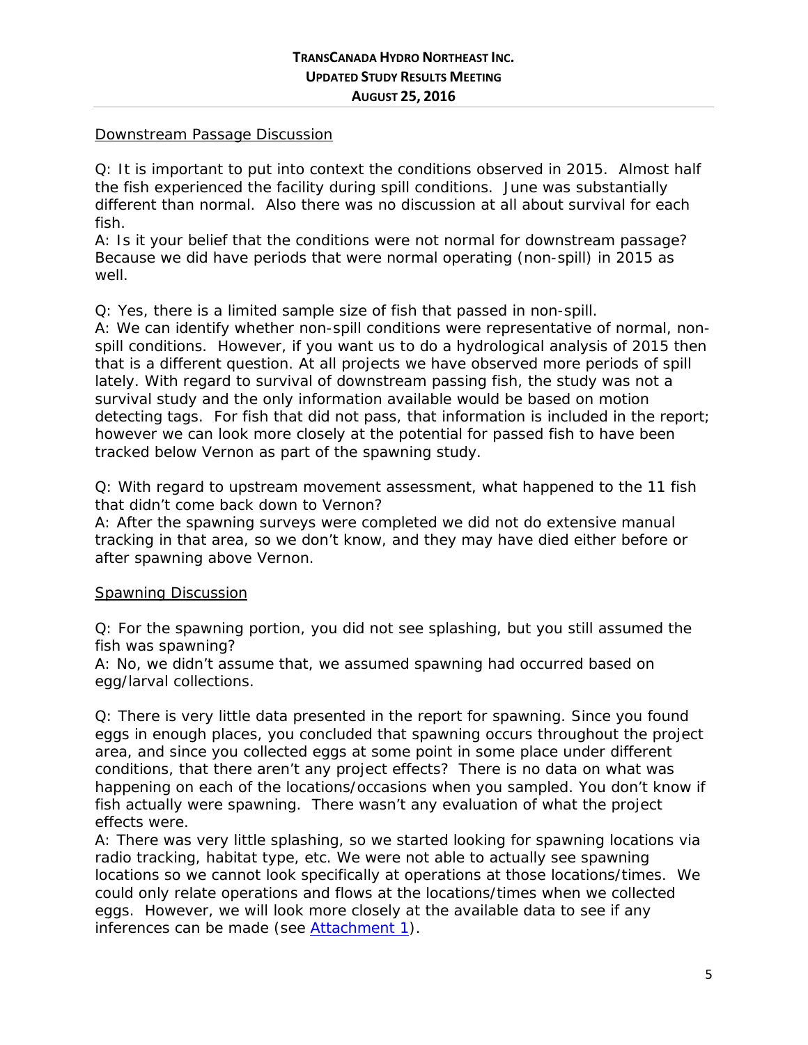Downstream Passage Discussion

Q: It is important to put into context the conditions observed in 2015. Almost half the fish experienced the facility during spill conditions. June was substantially different than normal. Also there was no discussion at all about survival for each fish.

A: Is it your belief that the conditions were not normal for downstream passage? Because we did have periods that were normal operating (non-spill) in 2015 as well.

Q: Yes, there is a limited sample size of fish that passed in non-spill.

A: We can identify whether non-spill conditions were representative of normal, non-spill conditions. However, if you want us to do a hydrological analysis of 2015 then that is a different question. At all projects we have observed more periods of spill lately. With regard to survival of downstream passing fish, the study was not a survival study and the only information available would be based on motion detecting tags. For fish that did not pass, that information is included in the report; however we can look more closely at the potential for passed fish to have been tracked below Vernon as part of the spawning study.

Q: With regard to upstream movement assessment, what happened to the 11 fish that didn't come back down to Vernon?

A: After the spawning surveys were completed we did not do extensive manual tracking in that area, so we don't know, and they may have died either before or after spawning above Vernon.

Spawning Discussion

Q: For the spawning portion, you did not see splashing, but you still assumed the fish was spawning?

A: No, we didn't assume that, we assumed spawning had occurred based on egg/larval collections.

Q: There is very little data presented in the report for spawning. Since you found eggs in enough places, you concluded that spawning occurs throughout the project area, and since you collected eggs at some point in some place under different conditions, that there aren't any project effects? There is no data on what was happening on each of the locations/occasions when you sampled. You don't know if fish actually were spawning. There wasn't any evaluation of what the project effects were.

A: There was very little splashing, so we started looking for spawning locations via radio tracking, habitat type, etc. We were not able to actually see spawning locations so we cannot look specifically at operations at those locations/times. We could only relate operations and flows at the locations/times when we collected eggs. However, we will look more closely at the available data to see if any inferences can be made (see Attachment 1).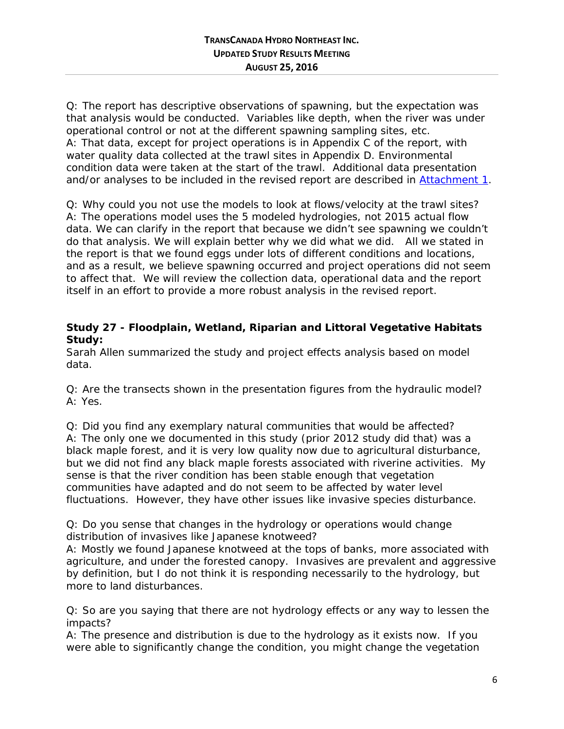Q: The report has descriptive observations of spawning, but the expectation was that analysis would be conducted. Variables like depth, when the river was under operational control or not at the different spawning sampling sites, etc.
A: That data, except for project operations is in Appendix C of the report, with water quality data collected at the trawl sites in Appendix D. Environmental condition data were taken at the start of the trawl. Additional data presentation and/or analyses to be included in the revised report are described in Attachment 1.

Q: Why could you not use the models to look at flows/velocity at the trawl sites?
A: The operations model uses the 5 modeled hydrologies, not 2015 actual flow data. We can clarify in the report that because we didn't see spawning we couldn't do that analysis. We will explain better why we did what we did. All we stated in the report is that we found eggs under lots of different conditions and locations, and as a result, we believe spawning occurred and project operations did not seem to affect that. We will review the collection data, operational data and the report itself in an effort to provide a more robust analysis in the revised report.

**Study 27 - Floodplain, Wetland, Riparian and Littoral Vegetative Habitats Study:**
Sarah Allen summarized the study and project effects analysis based on model data.

Q: Are the transects shown in the presentation figures from the hydraulic model?
A: Yes.

Q: Did you find any exemplary natural communities that would be affected?
A: The only one we documented in this study (prior 2012 study did that) was a black maple forest, and it is very low quality now due to agricultural disturbance, but we did not find any black maple forests associated with riverine activities. My sense is that the river condition has been stable enough that vegetation communities have adapted and do not seem to be affected by water level fluctuations. However, they have other issues like invasive species disturbance.

Q: Do you sense that changes in the hydrology or operations would change distribution of invasives like Japanese knotweed?
A: Mostly we found Japanese knotweed at the tops of banks, more associated with agriculture, and under the forested canopy. Invasives are prevalent and aggressive by definition, but I do not think it is responding necessarily to the hydrology, but more to land disturbances.

Q: So are you saying that there are not hydrology effects or any way to lessen the impacts?
A: The presence and distribution is due to the hydrology as it exists now. If you were able to significantly change the condition, you might change the vegetation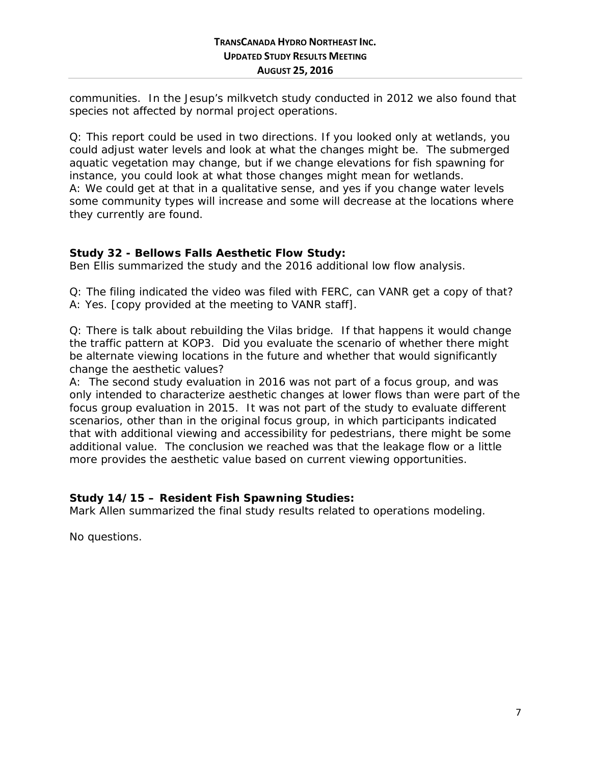communities. In the Jesup's milkvetch study conducted in 2012 we also found that species not affected by normal project operations.

Q: This report could be used in two directions. If you looked only at wetlands, you could adjust water levels and look at what the changes might be. The submerged aquatic vegetation may change, but if we change elevations for fish spawning for instance, you could look at what those changes might mean for wetlands.
A: We could get at that in a qualitative sense, and yes if you change water levels some community types will increase and some will decrease at the locations where they currently are found.

**Study 32 - Bellows Falls Aesthetic Flow Study:**
Ben Ellis summarized the study and the 2016 additional low flow analysis.

Q: The filing indicated the video was filed with FERC, can VANR get a copy of that?
A: Yes. [copy provided at the meeting to VANR staff].

Q: There is talk about rebuilding the Vilas bridge. If that happens it would change the traffic pattern at KOP3. Did you evaluate the scenario of whether there might be alternate viewing locations in the future and whether that would significantly change the aesthetic values?
A: The second study evaluation in 2016 was not part of a focus group, and was only intended to characterize aesthetic changes at lower flows than were part of the focus group evaluation in 2015. It was not part of the study to evaluate different scenarios, other than in the original focus group, in which participants indicated that with additional viewing and accessibility for pedestrians, there might be some additional value. The conclusion we reached was that the leakage flow or a little more provides the aesthetic value based on current viewing opportunities.

**Study 14/15 – Resident Fish Spawning Studies:**
Mark Allen summarized the final study results related to operations modeling.

No questions.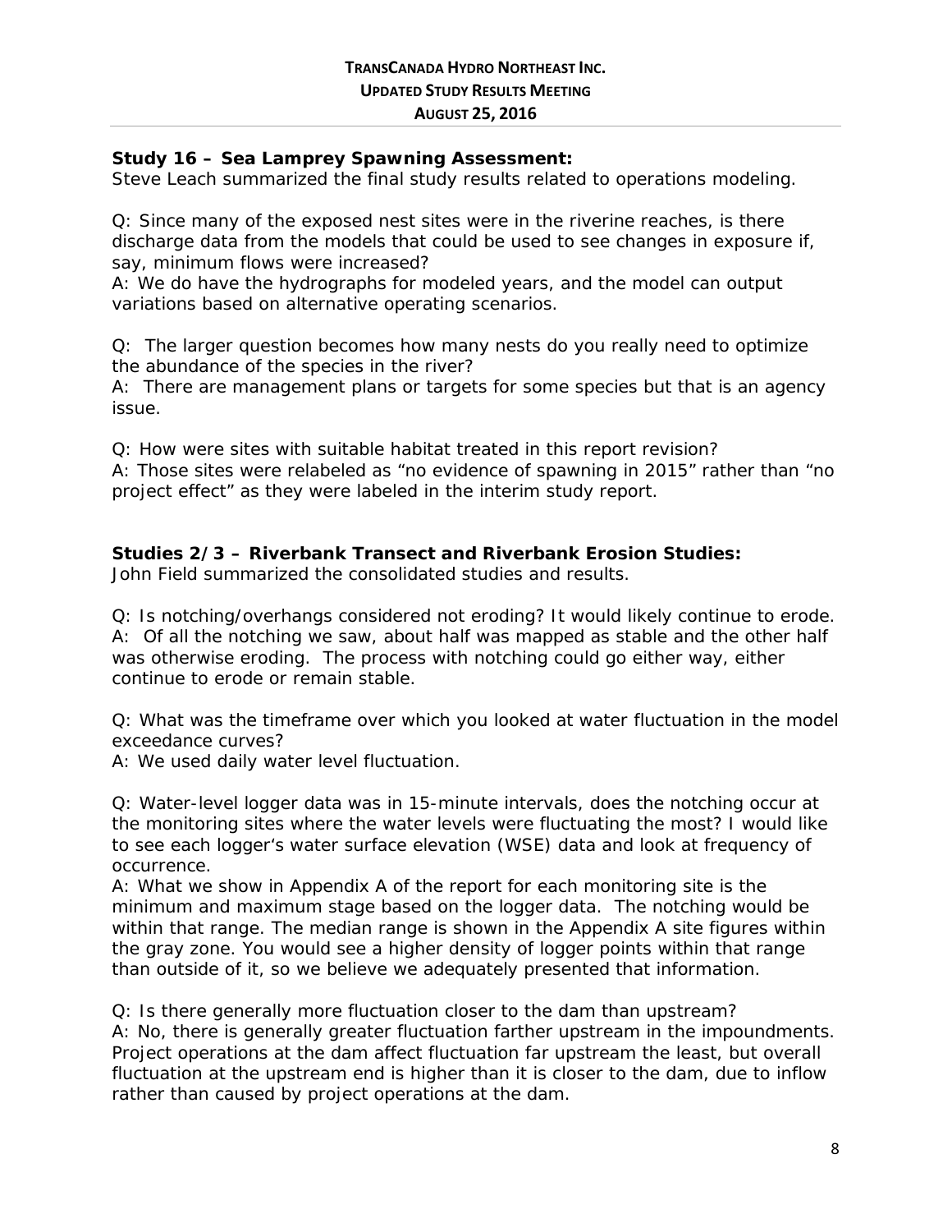**Study 16 – Sea Lamprey Spawning Assessment:**
Steve Leach summarized the final study results related to operations modeling.

Q: Since many of the exposed nest sites were in the riverine reaches, is there discharge data from the models that could be used to see changes in exposure if, say, minimum flows were increased?
A: We do have the hydrographs for modeled years, and the model can output variations based on alternative operating scenarios.

Q: The larger question becomes how many nests do you really need to optimize the abundance of the species in the river?
A: There are management plans or targets for some species but that is an agency issue.

Q: How were sites with suitable habitat treated in this report revision?
A: Those sites were relabeled as "no evidence of spawning in 2015" rather than "no project effect" as they were labeled in the interim study report.

**Studies 2/3 – Riverbank Transect and Riverbank Erosion Studies:**
John Field summarized the consolidated studies and results.

Q: Is notching/overhangs considered not eroding? It would likely continue to erode.
A: Of all the notching we saw, about half was mapped as stable and the other half was otherwise eroding. The process with notching could go either way, either continue to erode or remain stable.

Q: What was the timeframe over which you looked at water fluctuation in the model exceedance curves?
A: We used daily water level fluctuation.

Q: Water-level logger data was in 15-minute intervals, does the notching occur at the monitoring sites where the water levels were fluctuating the most? I would like to see each logger's water surface elevation (WSE) data and look at frequency of occurrence.
A: What we show in Appendix A of the report for each monitoring site is the minimum and maximum stage based on the logger data. The notching would be within that range. The median range is shown in the Appendix A site figures within the gray zone. You would see a higher density of logger points within that range than outside of it, so we believe we adequately presented that information.

Q: Is there generally more fluctuation closer to the dam than upstream?
A: No, there is generally greater fluctuation farther upstream in the impoundments. Project operations at the dam affect fluctuation far upstream the least, but overall fluctuation at the upstream end is higher than it is closer to the dam, due to inflow rather than caused by project operations at the dam.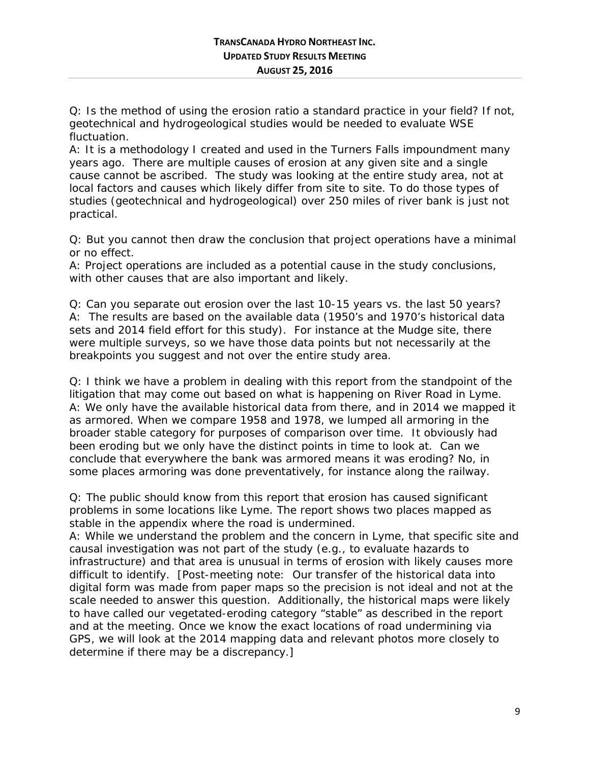Q: Is the method of using the erosion ratio a standard practice in your field? If not, geotechnical and hydrogeological studies would be needed to evaluate WSE fluctuation.

A: It is a methodology I created and used in the Turners Falls impoundment many years ago. There are multiple causes of erosion at any given site and a single cause cannot be ascribed. The study was looking at the entire study area, not at local factors and causes which likely differ from site to site. To do those types of studies (geotechnical and hydrogeological) over 250 miles of river bank is just not practical.

Q: But you cannot then draw the conclusion that project operations have a minimal or no effect.

A: Project operations are included as a potential cause in the study conclusions, with other causes that are also important and likely.

Q: Can you separate out erosion over the last 10-15 years vs. the last 50 years?

A: The results are based on the available data (1950's and 1970's historical data sets and 2014 field effort for this study). For instance at the Mudge site, there were multiple surveys, so we have those data points but not necessarily at the breakpoints you suggest and not over the entire study area.

Q: I think we have a problem in dealing with this report from the standpoint of the litigation that may come out based on what is happening on River Road in Lyme.

A: We only have the available historical data from there, and in 2014 we mapped it as armored. When we compare 1958 and 1978, we lumped all armoring in the broader stable category for purposes of comparison over time. It obviously had been eroding but we only have the distinct points in time to look at. Can we conclude that everywhere the bank was armored means it was eroding? No, in some places armoring was done preventatively, for instance along the railway.

Q: The public should know from this report that erosion has caused significant problems in some locations like Lyme. The report shows two places mapped as stable in the appendix where the road is undermined.

A: While we understand the problem and the concern in Lyme, that specific site and causal investigation was not part of the study (e.g., to evaluate hazards to infrastructure) and that area is unusual in terms of erosion with likely causes more difficult to identify. [Post-meeting note: Our transfer of the historical data into digital form was made from paper maps so the precision is not ideal and not at the scale needed to answer this question. Additionally, the historical maps were likely to have called our vegetated-eroding category "stable" as described in the report and at the meeting. Once we know the exact locations of road undermining via GPS, we will look at the 2014 mapping data and relevant photos more closely to determine if there may be a discrepancy.]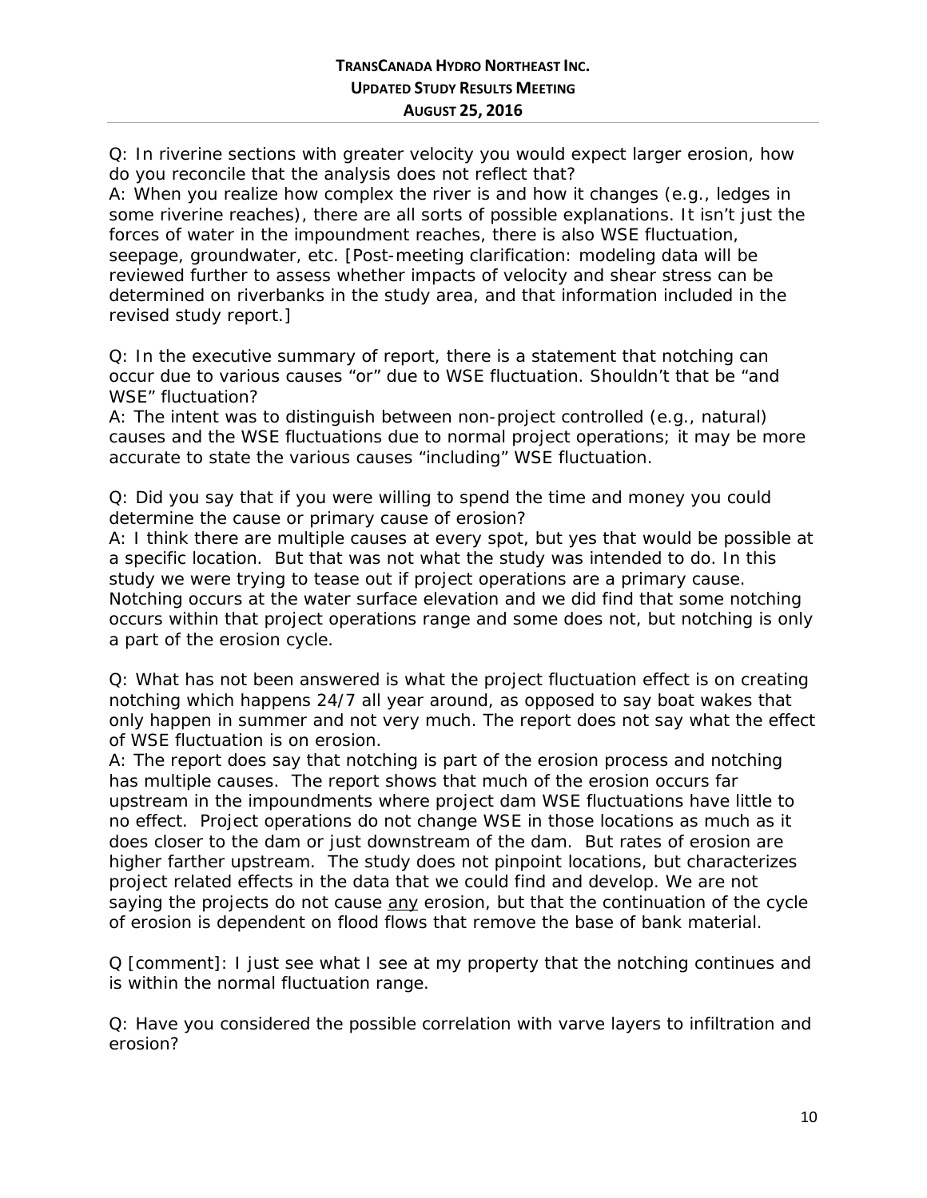Q: In riverine sections with greater velocity you would expect larger erosion, how do you reconcile that the analysis does not reflect that?

A: When you realize how complex the river is and how it changes (e.g., ledges in some riverine reaches), there are all sorts of possible explanations. It isn't just the forces of water in the impoundment reaches, there is also WSE fluctuation, seepage, groundwater, etc. [Post-meeting clarification: modeling data will be reviewed further to assess whether impacts of velocity and shear stress can be determined on riverbanks in the study area, and that information included in the revised study report.]

Q: In the executive summary of report, there is a statement that notching can occur due to various causes "or" due to WSE fluctuation. Shouldn't that be "and WSE" fluctuation?

A: The intent was to distinguish between non-project controlled (e.g., natural) causes and the WSE fluctuations due to normal project operations; it may be more accurate to state the various causes "including" WSE fluctuation.

Q: Did you say that if you were willing to spend the time and money you could determine the cause or primary cause of erosion?

A: I think there are multiple causes at every spot, but yes that would be possible at a specific location. But that was not what the study was intended to do. In this study we were trying to tease out if project operations are a primary cause. Notching occurs at the water surface elevation and we did find that some notching occurs within that project operations range and some does not, but notching is only a part of the erosion cycle.

Q: What has not been answered is what the project fluctuation effect is on creating notching which happens 24/7 all year around, as opposed to say boat wakes that only happen in summer and not very much. The report does not say what the effect of WSE fluctuation is on erosion.

A: The report does say that notching is part of the erosion process and notching has multiple causes. The report shows that much of the erosion occurs far upstream in the impoundments where project dam WSE fluctuations have little to no effect. Project operations do not change WSE in those locations as much as it does closer to the dam or just downstream of the dam. But rates of erosion are higher farther upstream. The study does not pinpoint locations, but characterizes project related effects in the data that we could find and develop. We are not saying the projects do not cause <u>any</u> erosion, but that the continuation of the cycle of erosion is dependent on flood flows that remove the base of bank material.

Q [comment]: I just see what I see at my property that the notching continues and is within the normal fluctuation range.

Q: Have you considered the possible correlation with varve layers to infiltration and erosion?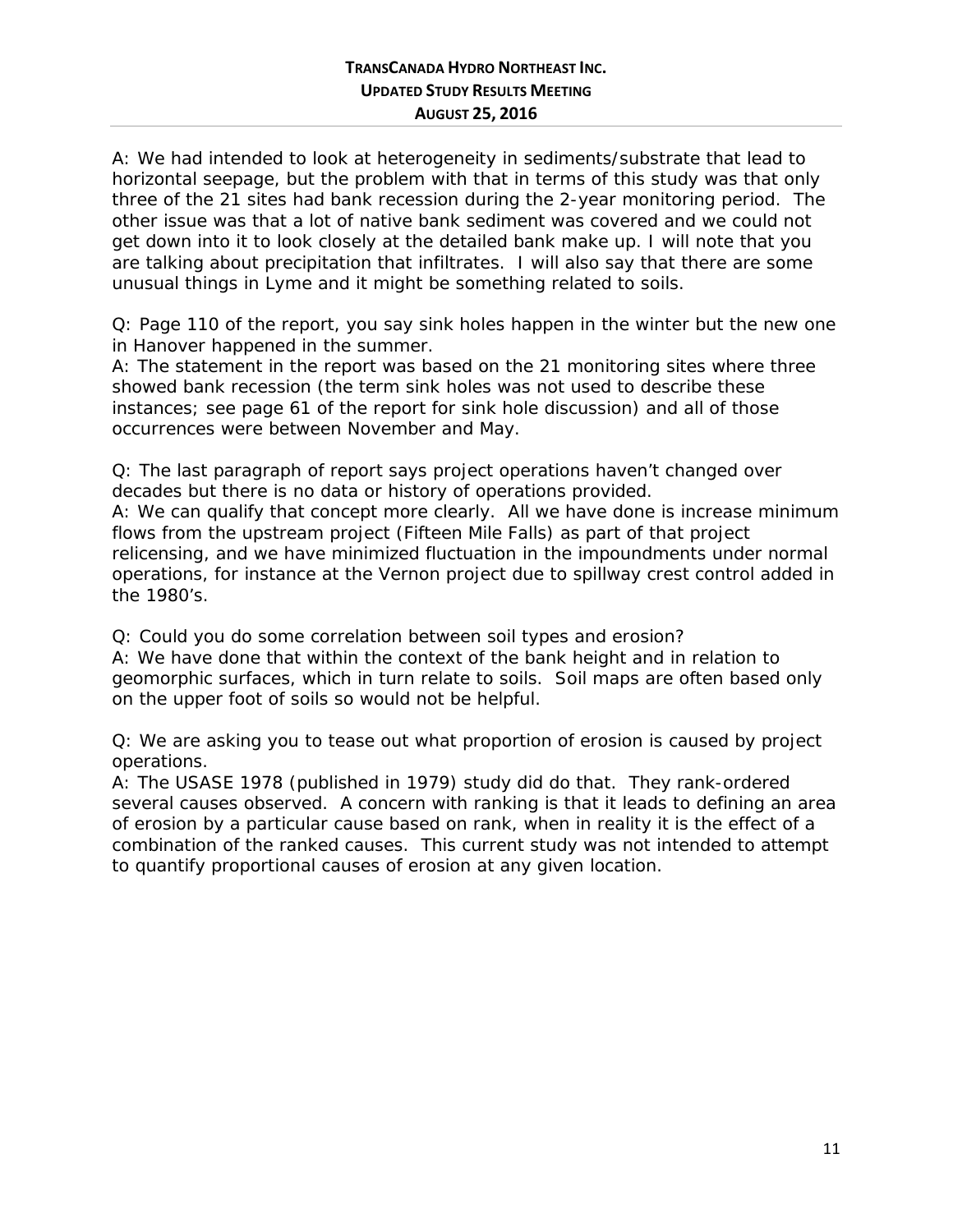A: We had intended to look at heterogeneity in sediments/substrate that lead to horizontal seepage, but the problem with that in terms of this study was that only three of the 21 sites had bank recession during the 2-year monitoring period. The other issue was that a lot of native bank sediment was covered and we could not get down into it to look closely at the detailed bank make up. I will note that you are talking about precipitation that infiltrates. I will also say that there are some unusual things in Lyme and it might be something related to soils.

Q: Page 110 of the report, you say sink holes happen in the winter but the new one in Hanover happened in the summer.
A: The statement in the report was based on the 21 monitoring sites where three showed bank recession (the term sink holes was not used to describe these instances; see page 61 of the report for sink hole discussion) and all of those occurrences were between November and May.

Q: The last paragraph of report says project operations haven't changed over decades but there is no data or history of operations provided.
A: We can qualify that concept more clearly. All we have done is increase minimum flows from the upstream project (Fifteen Mile Falls) as part of that project relicensing, and we have minimized fluctuation in the impoundments under normal operations, for instance at the Vernon project due to spillway crest control added in the 1980's.

Q: Could you do some correlation between soil types and erosion?
A: We have done that within the context of the bank height and in relation to geomorphic surfaces, which in turn relate to soils. Soil maps are often based only on the upper foot of soils so would not be helpful.

Q: We are asking you to tease out what proportion of erosion is caused by project operations.
A: The USASE 1978 (published in 1979) study did do that. They rank-ordered several causes observed. A concern with ranking is that it leads to defining an area of erosion by a particular cause based on rank, when in reality it is the effect of a combination of the ranked causes. This current study was not intended to attempt to quantify proportional causes of erosion at any given location.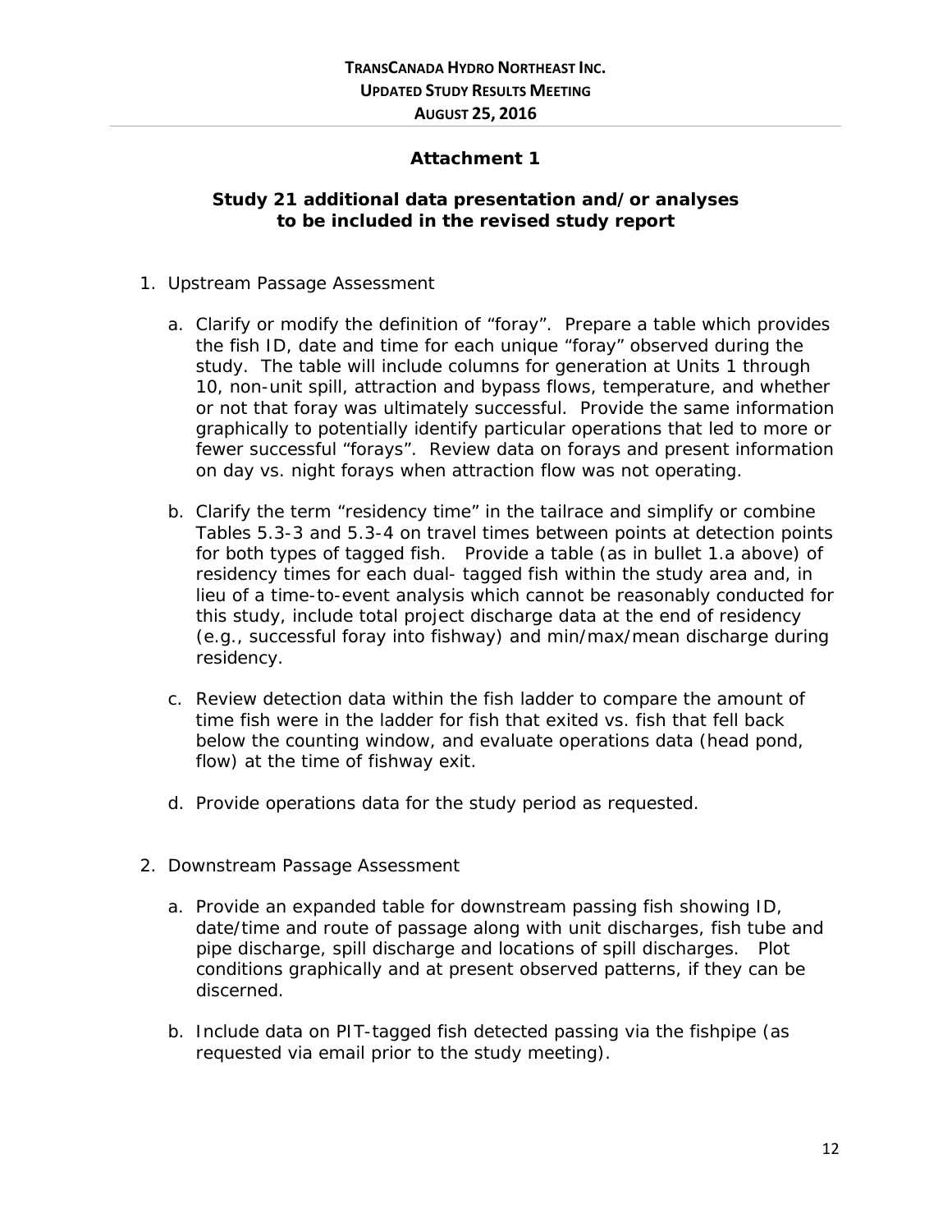## Attachment 1

### Study 21 additional data presentation and/or analyses to be included in the revised study report

1. Upstream Passage Assessment

   a. Clarify or modify the definition of "foray". Prepare a table which provides the fish ID, date and time for each unique "foray" observed during the study. The table will include columns for generation at Units 1 through 10, non-unit spill, attraction and bypass flows, temperature, and whether or not that foray was ultimately successful. Provide the same information graphically to potentially identify particular operations that led to more or fewer successful "forays". Review data on forays and present information on day vs. night forays when attraction flow was not operating.

   b. Clarify the term "residency time" in the tailrace and simplify or combine Tables 5.3-3 and 5.3-4 on travel times between points at detection points for both types of tagged fish. Provide a table (as in bullet 1.a above) of residency times for each dual- tagged fish within the study area and, in lieu of a time-to-event analysis which cannot be reasonably conducted for this study, include total project discharge data at the end of residency (e.g., successful foray into fishway) and min/max/mean discharge during residency.

   c. Review detection data within the fish ladder to compare the amount of time fish were in the ladder for fish that exited vs. fish that fell back below the counting window, and evaluate operations data (head pond, flow) at the time of fishway exit.

   d. Provide operations data for the study period as requested.

2. Downstream Passage Assessment

   a. Provide an expanded table for downstream passing fish showing ID, date/time and route of passage along with unit discharges, fish tube and pipe discharge, spill discharge and locations of spill discharges. Plot conditions graphically and at present observed patterns, if they can be discerned.

   b. Include data on PIT-tagged fish detected passing via the fishpipe (as requested via email prior to the study meeting).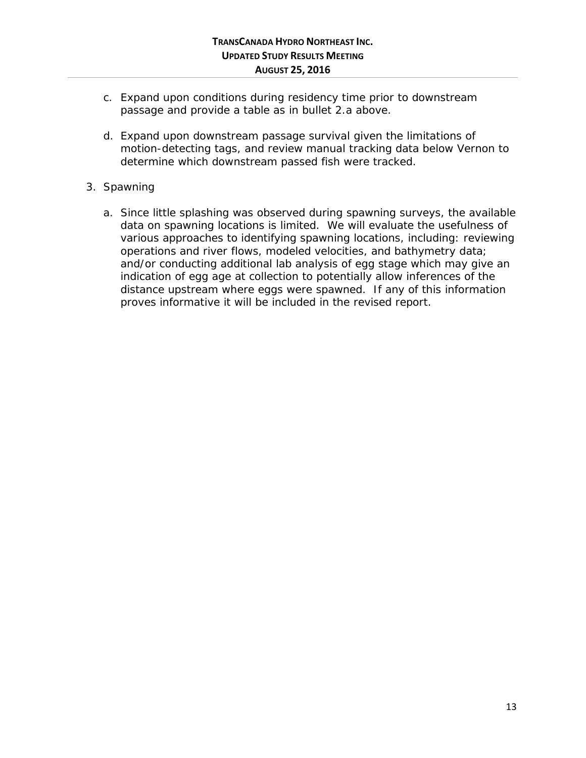c. Expand upon conditions during residency time prior to downstream passage and provide a table as in bullet 2.a above.

d. Expand upon downstream passage survival given the limitations of motion-detecting tags, and review manual tracking data below Vernon to determine which downstream passed fish were tracked.

3. Spawning

   a. Since little splashing was observed during spawning surveys, the available data on spawning locations is limited. We will evaluate the usefulness of various approaches to identifying spawning locations, including: reviewing operations and river flows, modeled velocities, and bathymetry data; and/or conducting additional lab analysis of egg stage which may give an indication of egg age at collection to potentially allow inferences of the distance upstream where eggs were spawned. If any of this information proves informative it will be included in the revised report.